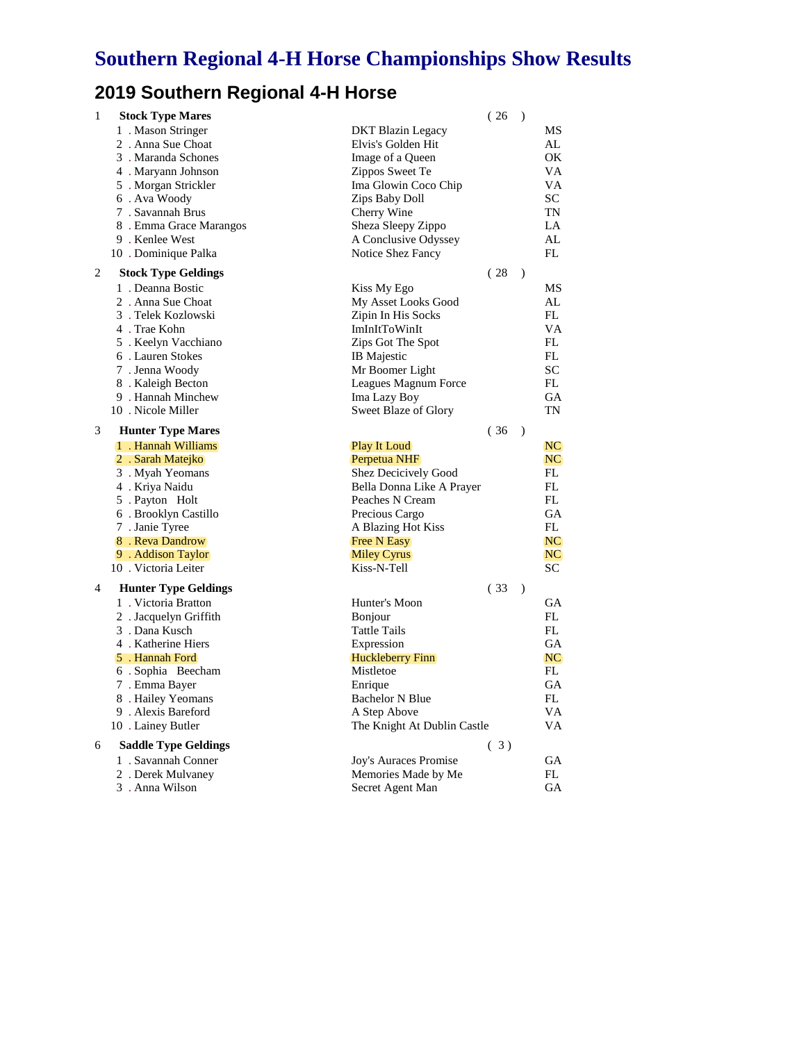# Southern Regional 4-H Horse Championships Show Results

## 2019 Southern Regional 4-H Horse

### 1 Stock Type Mares (26)

| Place | Rider | Horse | State |
|---|---|---|---|
| 1 | Mason Stringer | DKT Blazin Legacy | MS |
| 2 | Anna Sue Choat | Elvis's Golden Hit | AL |
| 3 | Maranda Schones | Image of a Queen | OK |
| 4 | Maryann Johnson | Zippos Sweet Te | VA |
| 5 | Morgan Strickler | Ima Glowin Coco Chip | VA |
| 6 | Ava Woody | Zips Baby Doll | SC |
| 7 | Savannah Brus | Cherry Wine | TN |
| 8 | Emma Grace Marangos | Sheza Sleepy Zippo | LA |
| 9 | Kenlee West | A Conclusive Odyssey | AL |
| 10 | Dominique Palka | Notice Shez Fancy | FL |

### 2 Stock Type Geldings (28)

| Place | Rider | Horse | State |
|---|---|---|---|
| 1 | Deanna Bostic | Kiss My Ego | MS |
| 2 | Anna Sue Choat | My Asset Looks Good | AL |
| 3 | Telek Kozlowski | Zipin In His Socks | FL |
| 4 | Trae Kohn | ImInItToWinIt | VA |
| 5 | Keelyn Vacchiano | Zips Got The Spot | FL |
| 6 | Lauren Stokes | IB Majestic | FL |
| 7 | Jenna Woody | Mr Boomer Light | SC |
| 8 | Kaleigh Becton | Leagues Magnum Force | FL |
| 9 | Hannah Minchew | Ima Lazy Boy | GA |
| 10 | Nicole Miller | Sweet Blaze of Glory | TN |

### 3 Hunter Type Mares (36)

| Place | Rider | Horse | State |
|---|---|---|---|
| 1 | Hannah Williams | Play It Loud | NC |
| 2 | Sarah Matejko | Perpetua NHF | NC |
| 3 | Myah Yeomans | Shez Decicively Good | FL |
| 4 | Kriya Naidu | Bella Donna Like A Prayer | FL |
| 5 | Payton Holt | Peaches N Cream | FL |
| 6 | Brooklyn Castillo | Precious Cargo | GA |
| 7 | Janie Tyree | A Blazing Hot Kiss | FL |
| 8 | Reva Dandrow | Free N Easy | NC |
| 9 | Addison Taylor | Miley Cyrus | NC |
| 10 | Victoria Leiter | Kiss-N-Tell | SC |

### 4 Hunter Type Geldings (33)

| Place | Rider | Horse | State |
|---|---|---|---|
| 1 | Victoria Bratton | Hunter's Moon | GA |
| 2 | Jacquelyn Griffith | Bonjour | FL |
| 3 | Dana Kusch | Tattle Tails | FL |
| 4 | Katherine Hiers | Expression | GA |
| 5 | Hannah Ford | Huckleberry Finn | NC |
| 6 | Sophia Beecham | Mistletoe | FL |
| 7 | Emma Bayer | Enrique | GA |
| 8 | Hailey Yeomans | Bachelor N Blue | FL |
| 9 | Alexis Bareford | A Step Above | VA |
| 10 | Lainey Butler | The Knight At Dublin Castle | VA |

### 6 Saddle Type Geldings (3)

| Place | Rider | Horse | State |
|---|---|---|---|
| 1 | Savannah Conner | Joy's Auraces Promise | GA |
| 2 | Derek Mulvaney | Memories Made by Me | FL |
| 3 | Anna Wilson | Secret Agent Man | GA |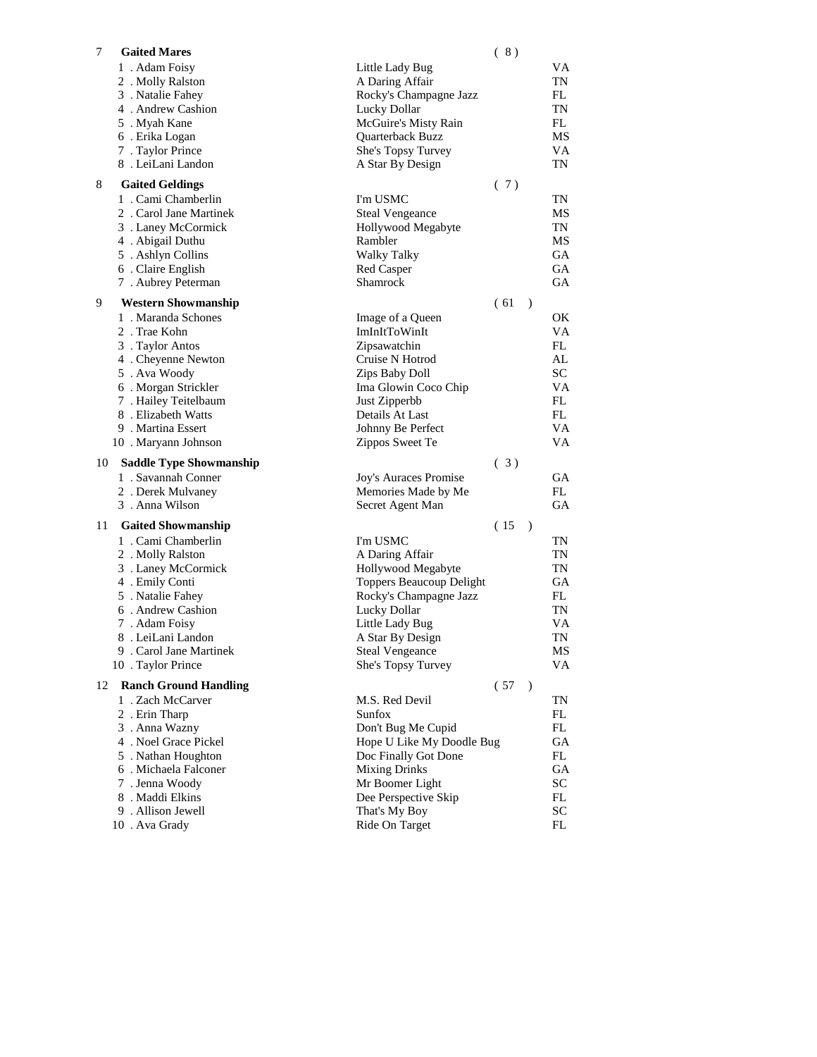## 7 Gaited Mares (8)

| Place | Rider | Horse | State |
|---|---|---|---|
| 1 | Adam Foisy | Little Lady Bug | VA |
| 2 | Molly Ralston | A Daring Affair | TN |
| 3 | Natalie Fahey | Rocky's Champagne Jazz | FL |
| 4 | Andrew Cashion | Lucky Dollar | TN |
| 5 | Myah Kane | McGuire's Misty Rain | FL |
| 6 | Erika Logan | Quarterback Buzz | MS |
| 7 | Taylor Prince | She's Topsy Turvey | VA |
| 8 | LeiLani Landon | A Star By Design | TN |

## 8 Gaited Geldings (7)

| Place | Rider | Horse | State |
|---|---|---|---|
| 1 | Cami Chamberlin | I'm USMC | TN |
| 2 | Carol Jane Martinek | Steal Vengeance | MS |
| 3 | Laney McCormick | Hollywood Megabyte | TN |
| 4 | Abigail Duthu | Rambler | MS |
| 5 | Ashlyn Collins | Walky Talky | GA |
| 6 | Claire English | Red Casper | GA |
| 7 | Aubrey Peterman | Shamrock | GA |

## 9 Western Showmanship (61)

| Place | Rider | Horse | State |
|---|---|---|---|
| 1 | Maranda Schones | Image of a Queen | OK |
| 2 | Trae Kohn | ImInItToWinIt | VA |
| 3 | Taylor Antos | Zipsawatchin | FL |
| 4 | Cheyenne Newton | Cruise N Hotrod | AL |
| 5 | Ava Woody | Zips Baby Doll | SC |
| 6 | Morgan Strickler | Ima Glowin Coco Chip | VA |
| 7 | Hailey Teitelbaum | Just Zipperbb | FL |
| 8 | Elizabeth Watts | Details At Last | FL |
| 9 | Martina Essert | Johnny Be Perfect | VA |
| 10 | Maryann Johnson | Zippos Sweet Te | VA |

## 10 Saddle Type Showmanship (3)

| Place | Rider | Horse | State |
|---|---|---|---|
| 1 | Savannah Conner | Joy's Auraces Promise | GA |
| 2 | Derek Mulvaney | Memories Made by Me | FL |
| 3 | Anna Wilson | Secret Agent Man | GA |

## 11 Gaited Showmanship (15)

| Place | Rider | Horse | State |
|---|---|---|---|
| 1 | Cami Chamberlin | I'm USMC | TN |
| 2 | Molly Ralston | A Daring Affair | TN |
| 3 | Laney McCormick | Hollywood Megabyte | TN |
| 4 | Emily Conti | Toppers Beaucoup Delight | GA |
| 5 | Natalie Fahey | Rocky's Champagne Jazz | FL |
| 6 | Andrew Cashion | Lucky Dollar | TN |
| 7 | Adam Foisy | Little Lady Bug | VA |
| 8 | LeiLani Landon | A Star By Design | TN |
| 9 | Carol Jane Martinek | Steal Vengeance | MS |
| 10 | Taylor Prince | She's Topsy Turvey | VA |

## 12 Ranch Ground Handling (57)

| Place | Rider | Horse | State |
|---|---|---|---|
| 1 | Zach McCarver | M.S. Red Devil | TN |
| 2 | Erin Tharp | Sunfox | FL |
| 3 | Anna Wazny | Don't Bug Me Cupid | FL |
| 4 | Noel Grace Pickel | Hope U Like My Doodle Bug | GA |
| 5 | Nathan Houghton | Doc Finally Got Done | FL |
| 6 | Michaela Falconer | Mixing Drinks | GA |
| 7 | Jenna Woody | Mr Boomer Light | SC |
| 8 | Maddi Elkins | Dee Perspective Skip | FL |
| 9 | Allison Jewell | That's My Boy | SC |
| 10 | Ava Grady | Ride On Target | FL |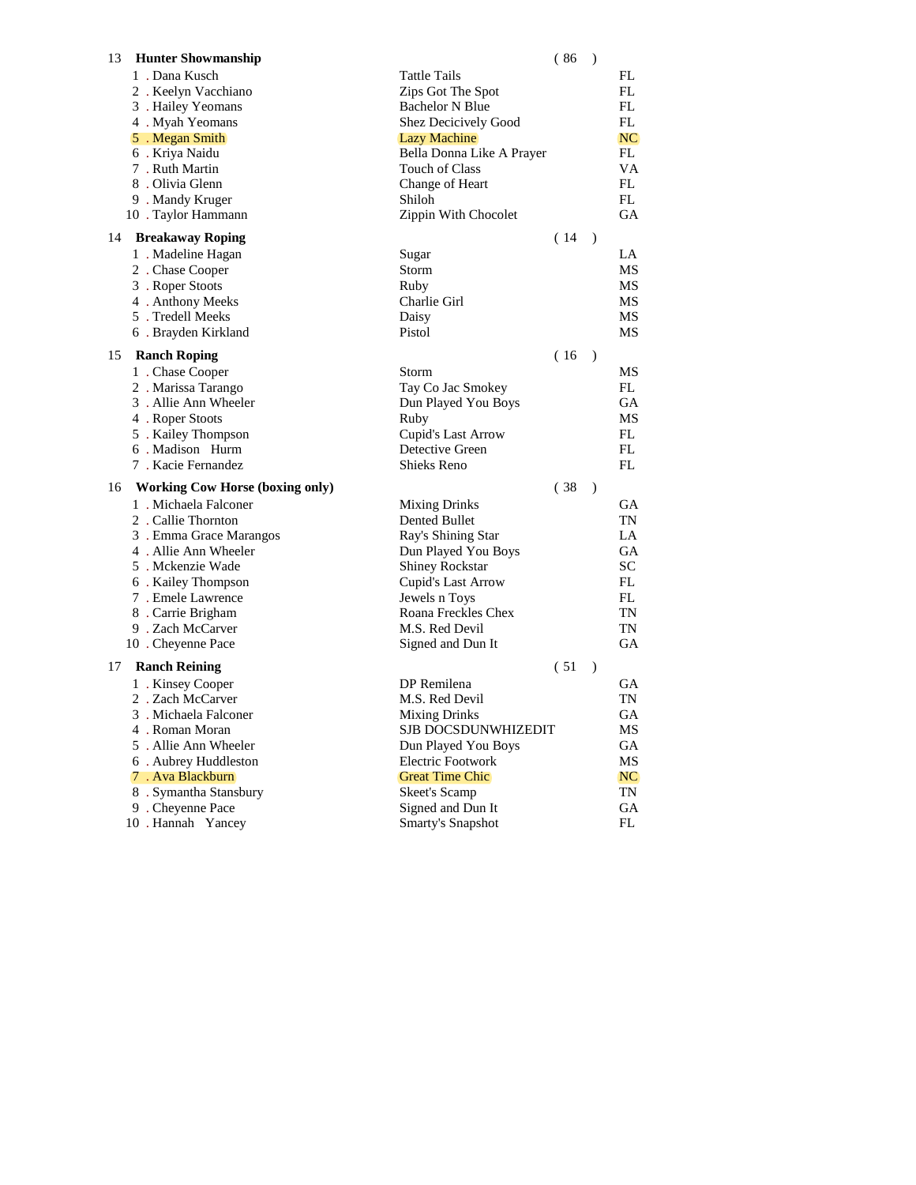## 13 Hunter Showmanship (86)

| Place | Rider | Horse | State |
|---|---|---|---|
| 1 | Dana Kusch | Tattle Tails | FL |
| 2 | Keelyn Vacchiano | Zips Got The Spot | FL |
| 3 | Hailey Yeomans | Bachelor N Blue | FL |
| 4 | Myah Yeomans | Shez Decicively Good | FL |
| 5 | Megan Smith | Lazy Machine | NC |
| 6 | Kriya Naidu | Bella Donna Like A Prayer | FL |
| 7 | Ruth Martin | Touch of Class | VA |
| 8 | Olivia Glenn | Change of Heart | FL |
| 9 | Mandy Kruger | Shiloh | FL |
| 10 | Taylor Hammann | Zippin With Chocolet | GA |

## 14 Breakaway Roping (14)

| Place | Rider | Horse | State |
|---|---|---|---|
| 1 | Madeline Hagan | Sugar | LA |
| 2 | Chase Cooper | Storm | MS |
| 3 | Roper Stoots | Ruby | MS |
| 4 | Anthony Meeks | Charlie Girl | MS |
| 5 | Tredell Meeks | Daisy | MS |
| 6 | Brayden Kirkland | Pistol | MS |

## 15 Ranch Roping (16)

| Place | Rider | Horse | State |
|---|---|---|---|
| 1 | Chase Cooper | Storm | MS |
| 2 | Marissa Tarango | Tay Co Jac Smokey | FL |
| 3 | Allie Ann Wheeler | Dun Played You Boys | GA |
| 4 | Roper Stoots | Ruby | MS |
| 5 | Kailey Thompson | Cupid's Last Arrow | FL |
| 6 | Madison Hurm | Detective Green | FL |
| 7 | Kacie Fernandez | Shieks Reno | FL |

## 16 Working Cow Horse (boxing only) (38)

| Place | Rider | Horse | State |
|---|---|---|---|
| 1 | Michaela Falconer | Mixing Drinks | GA |
| 2 | Callie Thornton | Dented Bullet | TN |
| 3 | Emma Grace Marangos | Ray's Shining Star | LA |
| 4 | Allie Ann Wheeler | Dun Played You Boys | GA |
| 5 | Mckenzie Wade | Shiney Rockstar | SC |
| 6 | Kailey Thompson | Cupid's Last Arrow | FL |
| 7 | Emele Lawrence | Jewels n Toys | FL |
| 8 | Carrie Brigham | Roana Freckles Chex | TN |
| 9 | Zach McCarver | M.S. Red Devil | TN |
| 10 | Cheyenne Pace | Signed and Dun It | GA |

## 17 Ranch Reining (51)

| Place | Rider | Horse | State |
|---|---|---|---|
| 1 | Kinsey Cooper | DP Remilena | GA |
| 2 | Zach McCarver | M.S. Red Devil | TN |
| 3 | Michaela Falconer | Mixing Drinks | GA |
| 4 | Roman Moran | SJB DOCSDUNWHIZEDIT | MS |
| 5 | Allie Ann Wheeler | Dun Played You Boys | GA |
| 6 | Aubrey Huddleston | Electric Footwork | MS |
| 7 | Ava Blackburn | Great Time Chic | NC |
| 8 | Symantha Stansbury | Skeet's Scamp | TN |
| 9 | Cheyenne Pace | Signed and Dun It | GA |
| 10 | Hannah Yancey | Smarty's Snapshot | FL |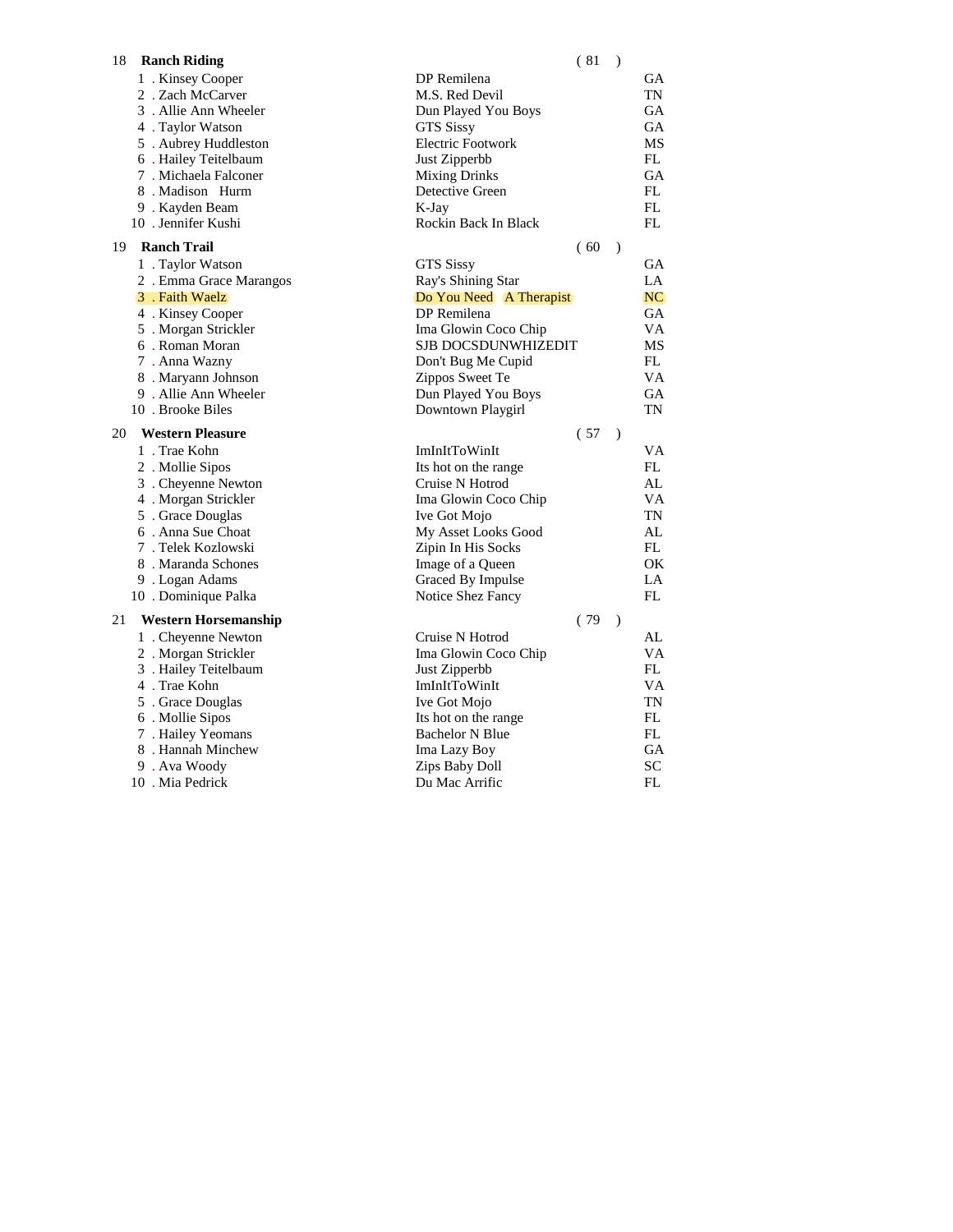## 18 Ranch Riding (81)

| Place | Rider | Horse | State |
|---|---|---|---|
| 1 | Kinsey Cooper | DP Remilena | GA |
| 2 | Zach McCarver | M.S. Red Devil | TN |
| 3 | Allie Ann Wheeler | Dun Played You Boys | GA |
| 4 | Taylor Watson | GTS Sissy | GA |
| 5 | Aubrey Huddleston | Electric Footwork | MS |
| 6 | Hailey Teitelbaum | Just Zipperbb | FL |
| 7 | Michaela Falconer | Mixing Drinks | GA |
| 8 | Madison Hurm | Detective Green | FL |
| 9 | Kayden Beam | K-Jay | FL |
| 10 | Jennifer Kushi | Rockin Back In Black | FL |

## 19 Ranch Trail (60)

| Place | Rider | Horse | State |
|---|---|---|---|
| 1 | Taylor Watson | GTS Sissy | GA |
| 2 | Emma Grace Marangos | Ray's Shining Star | LA |
| 3 | Faith Waelz | Do You Need A Therapist | NC |
| 4 | Kinsey Cooper | DP Remilena | GA |
| 5 | Morgan Strickler | Ima Glowin Coco Chip | VA |
| 6 | Roman Moran | SJB DOCSDUNWHIZEDIT | MS |
| 7 | Anna Wazny | Don't Bug Me Cupid | FL |
| 8 | Maryann Johnson | Zippos Sweet Te | VA |
| 9 | Allie Ann Wheeler | Dun Played You Boys | GA |
| 10 | Brooke Biles | Downtown Playgirl | TN |

## 20 Western Pleasure (57)

| Place | Rider | Horse | State |
|---|---|---|---|
| 1 | Trae Kohn | ImInItToWinIt | VA |
| 2 | Mollie Sipos | Its hot on the range | FL |
| 3 | Cheyenne Newton | Cruise N Hotrod | AL |
| 4 | Morgan Strickler | Ima Glowin Coco Chip | VA |
| 5 | Grace Douglas | Ive Got Mojo | TN |
| 6 | Anna Sue Choat | My Asset Looks Good | AL |
| 7 | Telek Kozlowski | Zipin In His Socks | FL |
| 8 | Maranda Schones | Image of a Queen | OK |
| 9 | Logan Adams | Graced By Impulse | LA |
| 10 | Dominique Palka | Notice Shez Fancy | FL |

## 21 Western Horsemanship (79)

| Place | Rider | Horse | State |
|---|---|---|---|
| 1 | Cheyenne Newton | Cruise N Hotrod | AL |
| 2 | Morgan Strickler | Ima Glowin Coco Chip | VA |
| 3 | Hailey Teitelbaum | Just Zipperbb | FL |
| 4 | Trae Kohn | ImInItToWinIt | VA |
| 5 | Grace Douglas | Ive Got Mojo | TN |
| 6 | Mollie Sipos | Its hot on the range | FL |
| 7 | Hailey Yeomans | Bachelor N Blue | FL |
| 8 | Hannah Minchew | Ima Lazy Boy | GA |
| 9 | Ava Woody | Zips Baby Doll | SC |
| 10 | Mia Pedrick | Du Mac Arrific | FL |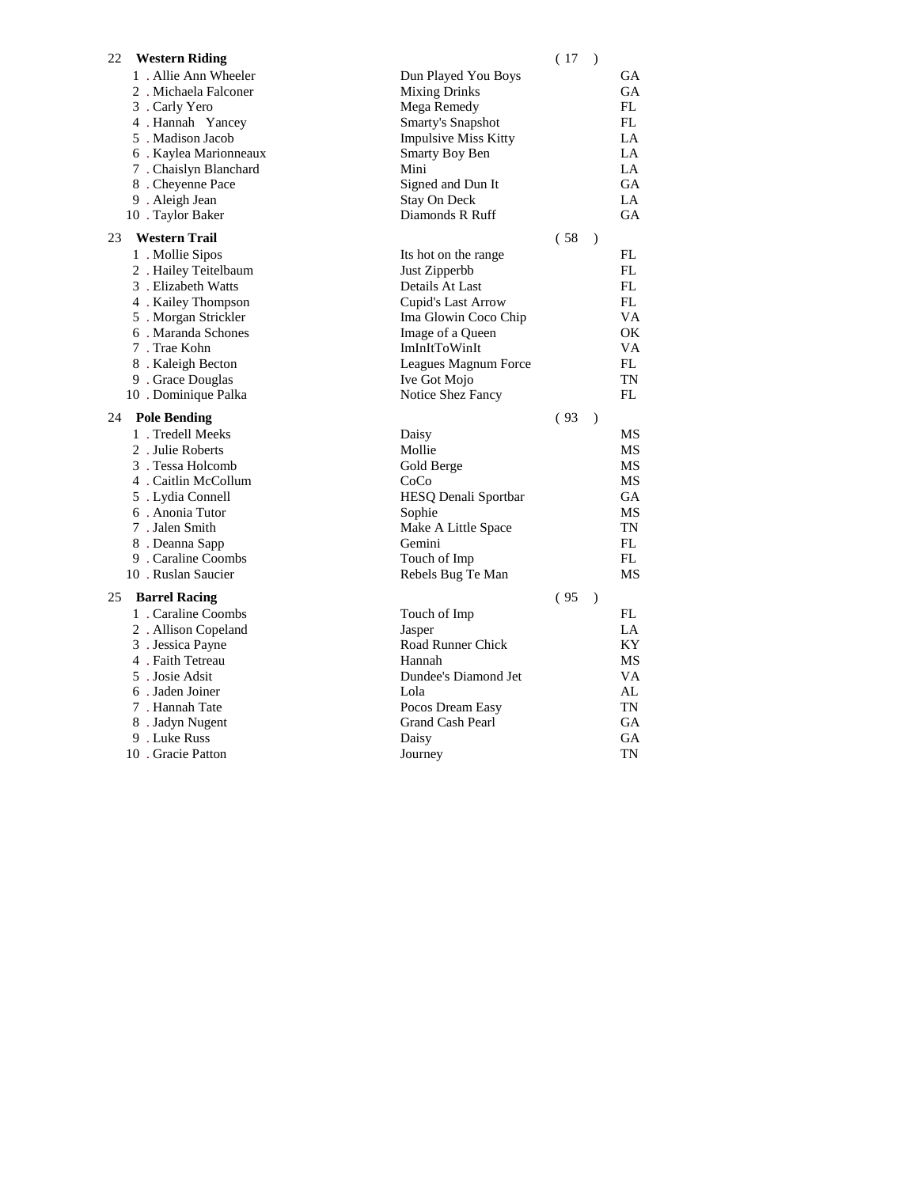## 22 Western Riding (17)

| Place | Rider | Horse | State |
|---|---|---|---|
| 1 | Allie Ann Wheeler | Dun Played You Boys | GA |
| 2 | Michaela Falconer | Mixing Drinks | GA |
| 3 | Carly Yero | Mega Remedy | FL |
| 4 | Hannah Yancey | Smarty's Snapshot | FL |
| 5 | Madison Jacob | Impulsive Miss Kitty | LA |
| 6 | Kaylea Marionneaux | Smarty Boy Ben | LA |
| 7 | Chaislyn Blanchard | Mini | LA |
| 8 | Cheyenne Pace | Signed and Dun It | GA |
| 9 | Aleigh Jean | Stay On Deck | LA |
| 10 | Taylor Baker | Diamonds R Ruff | GA |

## 23 Western Trail (58)

| Place | Rider | Horse | State |
|---|---|---|---|
| 1 | Mollie Sipos | Its hot on the range | FL |
| 2 | Hailey Teitelbaum | Just Zipperbb | FL |
| 3 | Elizabeth Watts | Details At Last | FL |
| 4 | Kailey Thompson | Cupid's Last Arrow | FL |
| 5 | Morgan Strickler | Ima Glowin Coco Chip | VA |
| 6 | Maranda Schones | Image of a Queen | OK |
| 7 | Trae Kohn | ImInItToWinIt | VA |
| 8 | Kaleigh Becton | Leagues Magnum Force | FL |
| 9 | Grace Douglas | Ive Got Mojo | TN |
| 10 | Dominique Palka | Notice Shez Fancy | FL |

## 24 Pole Bending (93)

| Place | Rider | Horse | State |
|---|---|---|---|
| 1 | Tredell Meeks | Daisy | MS |
| 2 | Julie Roberts | Mollie | MS |
| 3 | Tessa Holcomb | Gold Berge | MS |
| 4 | Caitlin McCollum | CoCo | MS |
| 5 | Lydia Connell | HESQ Denali Sportbar | GA |
| 6 | Anonia Tutor | Sophie | MS |
| 7 | Jalen Smith | Make A Little Space | TN |
| 8 | Deanna Sapp | Gemini | FL |
| 9 | Caraline Coombs | Touch of Imp | FL |
| 10 | Ruslan Saucier | Rebels Bug Te Man | MS |

## 25 Barrel Racing (95)

| Place | Rider | Horse | State |
|---|---|---|---|
| 1 | Caraline Coombs | Touch of Imp | FL |
| 2 | Allison Copeland | Jasper | LA |
| 3 | Jessica Payne | Road Runner Chick | KY |
| 4 | Faith Tetreau | Hannah | MS |
| 5 | Josie Adsit | Dundee's Diamond Jet | VA |
| 6 | Jaden Joiner | Lola | AL |
| 7 | Hannah Tate | Pocos Dream Easy | TN |
| 8 | Jadyn Nugent | Grand Cash Pearl | GA |
| 9 | Luke Russ | Daisy | GA |
| 10 | Gracie Patton | Journey | TN |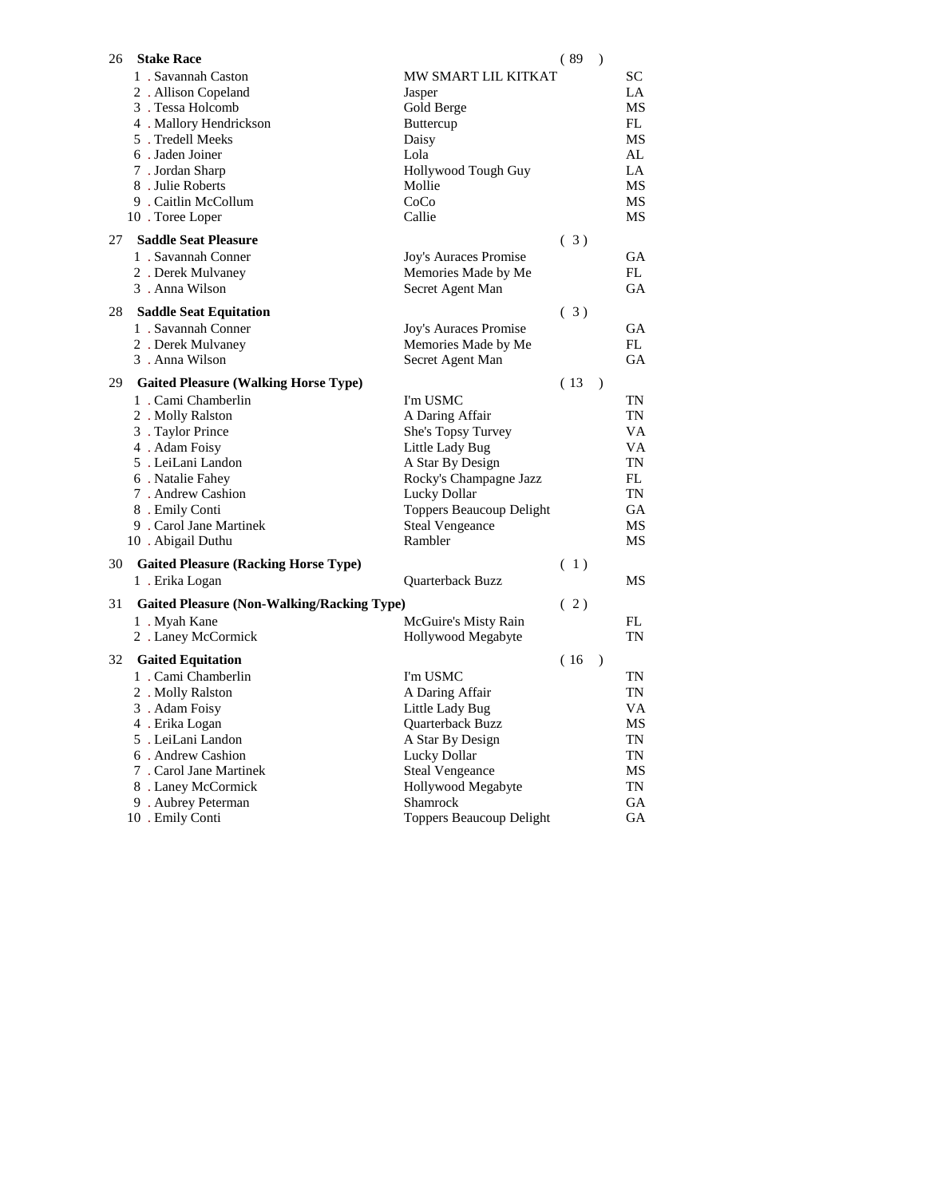## 26 Stake Race (89)

| Place | Rider | Horse | State |
|---|---|---|---|
| 1 | Savannah Caston | MW SMART LIL KITKAT | SC |
| 2 | Allison Copeland | Jasper | LA |
| 3 | Tessa Holcomb | Gold Berge | MS |
| 4 | Mallory Hendrickson | Buttercup | FL |
| 5 | Tredell Meeks | Daisy | MS |
| 6 | Jaden Joiner | Lola | AL |
| 7 | Jordan Sharp | Hollywood Tough Guy | LA |
| 8 | Julie Roberts | Mollie | MS |
| 9 | Caitlin McCollum | CoCo | MS |
| 10 | Toree Loper | Callie | MS |

## 27 Saddle Seat Pleasure (3)

| Place | Rider | Horse | State |
|---|---|---|---|
| 1 | Savannah Conner | Joy's Auraces Promise | GA |
| 2 | Derek Mulvaney | Memories Made by Me | FL |
| 3 | Anna Wilson | Secret Agent Man | GA |

## 28 Saddle Seat Equitation (3)

| Place | Rider | Horse | State |
|---|---|---|---|
| 1 | Savannah Conner | Joy's Auraces Promise | GA |
| 2 | Derek Mulvaney | Memories Made by Me | FL |
| 3 | Anna Wilson | Secret Agent Man | GA |

## 29 Gaited Pleasure (Walking Horse Type) (13)

| Place | Rider | Horse | State |
|---|---|---|---|
| 1 | Cami Chamberlin | I'm USMC | TN |
| 2 | Molly Ralston | A Daring Affair | TN |
| 3 | Taylor Prince | She's Topsy Turvey | VA |
| 4 | Adam Foisy | Little Lady Bug | VA |
| 5 | LeiLani Landon | A Star By Design | TN |
| 6 | Natalie Fahey | Rocky's Champagne Jazz | FL |
| 7 | Andrew Cashion | Lucky Dollar | TN |
| 8 | Emily Conti | Toppers Beaucoup Delight | GA |
| 9 | Carol Jane Martinek | Steal Vengeance | MS |
| 10 | Abigail Duthu | Rambler | MS |

## 30 Gaited Pleasure (Racking Horse Type) (1)

| Place | Rider | Horse | State |
|---|---|---|---|
| 1 | Erika Logan | Quarterback Buzz | MS |

## 31 Gaited Pleasure (Non-Walking/Racking Type) (2)

| Place | Rider | Horse | State |
|---|---|---|---|
| 1 | Myah Kane | McGuire's Misty Rain | FL |
| 2 | Laney McCormick | Hollywood Megabyte | TN |

## 32 Gaited Equitation (16)

| Place | Rider | Horse | State |
|---|---|---|---|
| 1 | Cami Chamberlin | I'm USMC | TN |
| 2 | Molly Ralston | A Daring Affair | TN |
| 3 | Adam Foisy | Little Lady Bug | VA |
| 4 | Erika Logan | Quarterback Buzz | MS |
| 5 | LeiLani Landon | A Star By Design | TN |
| 6 | Andrew Cashion | Lucky Dollar | TN |
| 7 | Carol Jane Martinek | Steal Vengeance | MS |
| 8 | Laney McCormick | Hollywood Megabyte | TN |
| 9 | Aubrey Peterman | Shamrock | GA |
| 10 | Emily Conti | Toppers Beaucoup Delight | GA |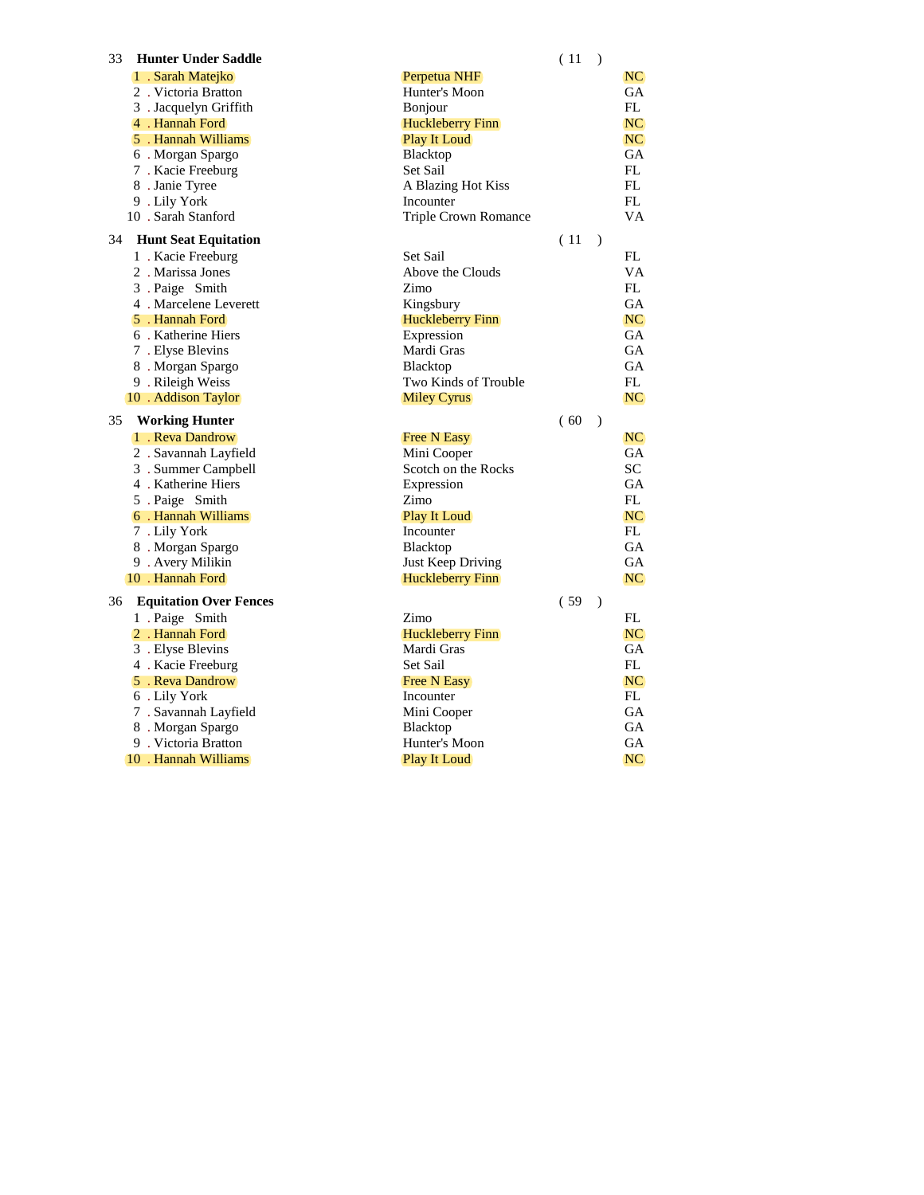## 33 Hunter Under Saddle (11)

| Place | Rider | Horse | State |
|---|---|---|---|
| 1 | Sarah Matejko | Perpetua NHF | NC |
| 2 | Victoria Bratton | Hunter's Moon | GA |
| 3 | Jacquelyn Griffith | Bonjour | FL |
| 4 | Hannah Ford | Huckleberry Finn | NC |
| 5 | Hannah Williams | Play It Loud | NC |
| 6 | Morgan Spargo | Blacktop | GA |
| 7 | Kacie Freeburg | Set Sail | FL |
| 8 | Janie Tyree | A Blazing Hot Kiss | FL |
| 9 | Lily York | Incounter | FL |
| 10 | Sarah Stanford | Triple Crown Romance | VA |

## 34 Hunt Seat Equitation (11)

| Place | Rider | Horse | State |
|---|---|---|---|
| 1 | Kacie Freeburg | Set Sail | FL |
| 2 | Marissa Jones | Above the Clouds | VA |
| 3 | Paige Smith | Zimo | FL |
| 4 | Marcelene Leverett | Kingsbury | GA |
| 5 | Hannah Ford | Huckleberry Finn | NC |
| 6 | Katherine Hiers | Expression | GA |
| 7 | Elyse Blevins | Mardi Gras | GA |
| 8 | Morgan Spargo | Blacktop | GA |
| 9 | Rileigh Weiss | Two Kinds of Trouble | FL |
| 10 | Addison Taylor | Miley Cyrus | NC |

## 35 Working Hunter (60)

| Place | Rider | Horse | State |
|---|---|---|---|
| 1 | Reva Dandrow | Free N Easy | NC |
| 2 | Savannah Layfield | Mini Cooper | GA |
| 3 | Summer Campbell | Scotch on the Rocks | SC |
| 4 | Katherine Hiers | Expression | GA |
| 5 | Paige Smith | Zimo | FL |
| 6 | Hannah Williams | Play It Loud | NC |
| 7 | Lily York | Incounter | FL |
| 8 | Morgan Spargo | Blacktop | GA |
| 9 | Avery Milikin | Just Keep Driving | GA |
| 10 | Hannah Ford | Huckleberry Finn | NC |

## 36 Equitation Over Fences (59)

| Place | Rider | Horse | State |
|---|---|---|---|
| 1 | Paige Smith | Zimo | FL |
| 2 | Hannah Ford | Huckleberry Finn | NC |
| 3 | Elyse Blevins | Mardi Gras | GA |
| 4 | Kacie Freeburg | Set Sail | FL |
| 5 | Reva Dandrow | Free N Easy | NC |
| 6 | Lily York | Incounter | FL |
| 7 | Savannah Layfield | Mini Cooper | GA |
| 8 | Morgan Spargo | Blacktop | GA |
| 9 | Victoria Bratton | Hunter's Moon | GA |
| 10 | Hannah Williams | Play It Loud | NC |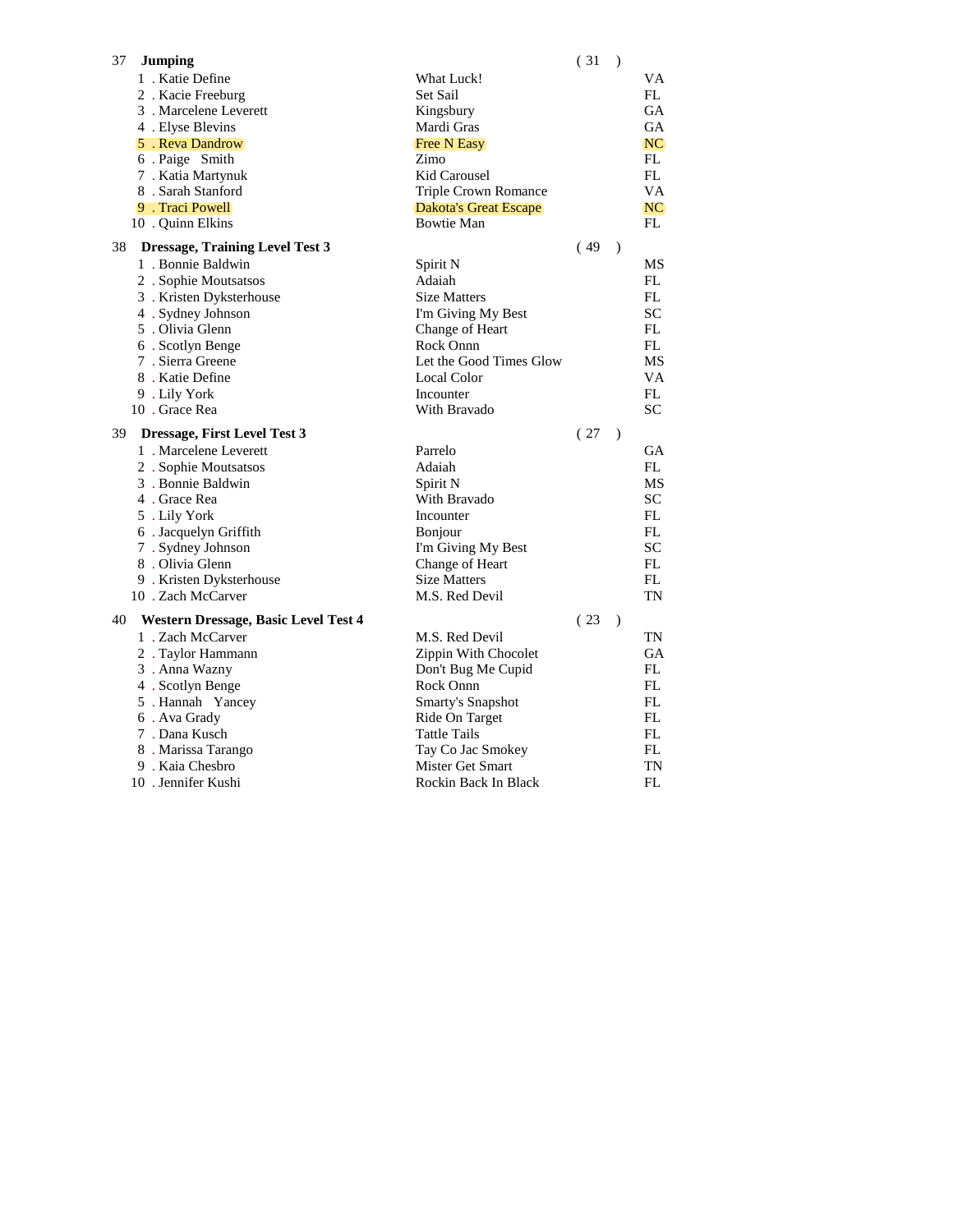## 37 Jumping (31)

| | | | |
|---|---|---|---|
| 1 | Katie Define | What Luck! | VA |
| 2 | Kacie Freeburg | Set Sail | FL |
| 3 | Marcelene Leverett | Kingsbury | GA |
| 4 | Elyse Blevins | Mardi Gras | GA |
| 5 | Reva Dandrow | Free N Easy | NC |
| 6 | Paige Smith | Zimo | FL |
| 7 | Katia Martynuk | Kid Carousel | FL |
| 8 | Sarah Stanford | Triple Crown Romance | VA |
| 9 | Traci Powell | Dakota's Great Escape | NC |
| 10 | Quinn Elkins | Bowtie Man | FL |

## 38 Dressage, Training Level Test 3 (49)

| | | | |
|---|---|---|---|
| 1 | Bonnie Baldwin | Spirit N | MS |
| 2 | Sophie Moutsatsos | Adaiah | FL |
| 3 | Kristen Dyksterhouse | Size Matters | FL |
| 4 | Sydney Johnson | I'm Giving My Best | SC |
| 5 | Olivia Glenn | Change of Heart | FL |
| 6 | Scotlyn Benge | Rock Onnn | FL |
| 7 | Sierra Greene | Let the Good Times Glow | MS |
| 8 | Katie Define | Local Color | VA |
| 9 | Lily York | Incounter | FL |
| 10 | Grace Rea | With Bravado | SC |

## 39 Dressage, First Level Test 3 (27)

| | | | |
|---|---|---|---|
| 1 | Marcelene Leverett | Parrelo | GA |
| 2 | Sophie Moutsatsos | Adaiah | FL |
| 3 | Bonnie Baldwin | Spirit N | MS |
| 4 | Grace Rea | With Bravado | SC |
| 5 | Lily York | Incounter | FL |
| 6 | Jacquelyn Griffith | Bonjour | FL |
| 7 | Sydney Johnson | I'm Giving My Best | SC |
| 8 | Olivia Glenn | Change of Heart | FL |
| 9 | Kristen Dyksterhouse | Size Matters | FL |
| 10 | Zach McCarver | M.S. Red Devil | TN |

## 40 Western Dressage, Basic Level Test 4 (23)

| | | | |
|---|---|---|---|
| 1 | Zach McCarver | M.S. Red Devil | TN |
| 2 | Taylor Hammann | Zippin With Chocolet | GA |
| 3 | Anna Wazny | Don't Bug Me Cupid | FL |
| 4 | Scotlyn Benge | Rock Onnn | FL |
| 5 | Hannah Yancey | Smarty's Snapshot | FL |
| 6 | Ava Grady | Ride On Target | FL |
| 7 | Dana Kusch | Tattle Tails | FL |
| 8 | Marissa Tarango | Tay Co Jac Smokey | FL |
| 9 | Kaia Chesbro | Mister Get Smart | TN |
| 10 | Jennifer Kushi | Rockin Back In Black | FL |